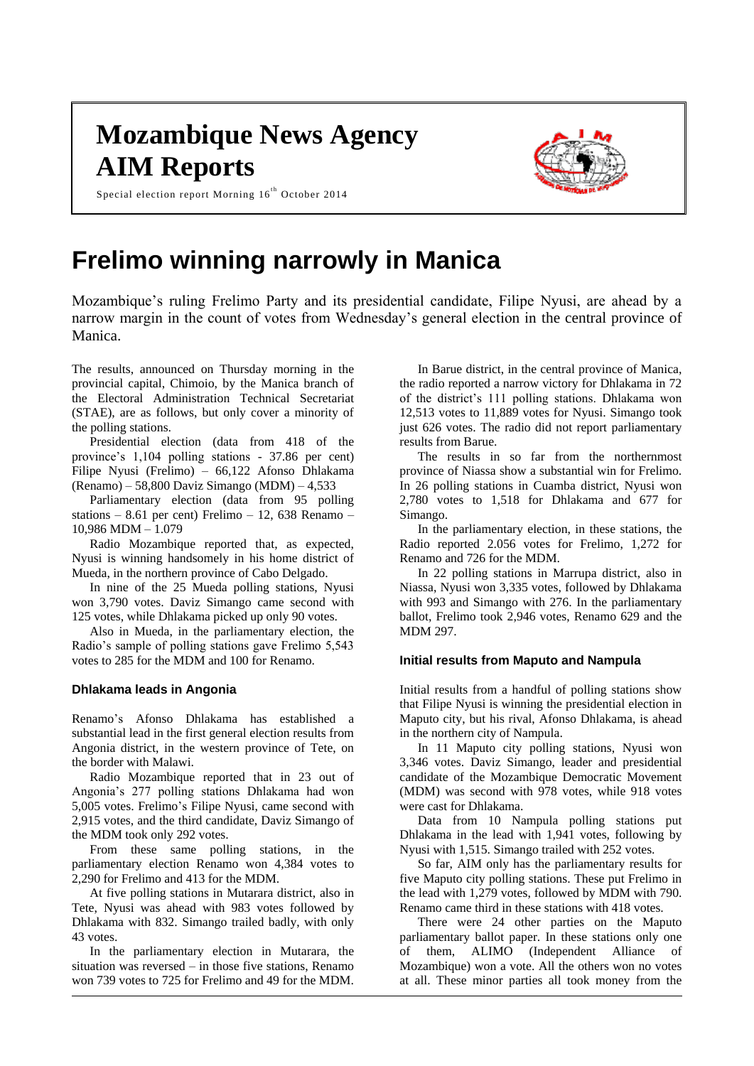# Mozambique News Agency

# AIM Reports

Special election report Morning 16th October 2014

# Frelimo winning narrowly in Manica

Mozambique's ruling Frelimo Party and its presidential candidate, Filipe Nyusi, are ahead by a narrow margin in the count of votes from Wednesday's general election in the central province of Manica.

The results, announced on Thursday morning in the provincial capital, Chimoio, by the Manica branch of the Electoral Administration Technical Secretariat (STAE), are as follows, but only cover a minority of the polling stations.

Presidential election (data from 418 of the province's 1,104 polling stations - 37.86 per cent) Filipe Nyusi (Frelimo) – 66,122 Afonso Dhlakama (Renamo) – 58,800 Daviz Simango (MDM) – 4,533

Parliamentary election (data from 95 polling stations – 8.61 per cent) Frelimo – 12, 638 Renamo – 10,986 MDM – 1.079

Radio Mozambique reported that, as expected, Nyusi is winning handsomely in his home district of Mueda, in the northern province of Cabo Delgado.

In nine of the 25 Mueda polling stations, Nyusi won 3,790 votes. Daviz Simango came second with 125 votes, while Dhlakama picked up only 90 votes.

Also in Mueda, in the parliamentary election, the Radio's sample of polling stations gave Frelimo 5,543 votes to 285 for the MDM and 100 for Renamo.

### Dhlakama leads in Angonia

Renamo's Afonso Dhlakama has established a substantial lead in the first general election results from Angonia district, in the western province of Tete, on the border with Malawi.

Radio Mozambique reported that in 23 out of Angonia's 277 polling stations Dhlakama had won 5,005 votes. Frelimo's Filipe Nyusi, came second with 2,915 votes, and the third candidate, Daviz Simango of the MDM took only 292 votes.

From these same polling stations, in the parliamentary election Renamo won 4,384 votes to 2,290 for Frelimo and 413 for the MDM.

At five polling stations in Mutarara district, also in Tete, Nyusi was ahead with 983 votes followed by Dhlakama with 832. Simango trailed badly, with only 43 votes.

In the parliamentary election in Mutarara, the situation was reversed – in those five stations, Renamo won 739 votes to 725 for Frelimo and 49 for the MDM.

In Barue district, in the central province of Manica, the radio reported a narrow victory for Dhlakama in 72 of the district's 111 polling stations. Dhlakama won 12,513 votes to 11,889 votes for Nyusi. Simango took just 626 votes. The radio did not report parliamentary results from Barue.

The results in so far from the northernmost province of Niassa show a substantial win for Frelimo. In 26 polling stations in Cuamba district, Nyusi won 2,780 votes to 1,518 for Dhlakama and 677 for Simango.

In the parliamentary election, in these stations, the Radio reported 2.056 votes for Frelimo, 1,272 for Renamo and 726 for the MDM.

In 22 polling stations in Marrupa district, also in Niassa, Nyusi won 3,335 votes, followed by Dhlakama with 993 and Simango with 276. In the parliamentary ballot, Frelimo took 2,946 votes, Renamo 629 and the MDM 297.

### Initial results from Maputo and Nampula

Initial results from a handful of polling stations show that Filipe Nyusi is winning the presidential election in Maputo city, but his rival, Afonso Dhlakama, is ahead in the northern city of Nampula.

In 11 Maputo city polling stations, Nyusi won 3,346 votes. Daviz Simango, leader and presidential candidate of the Mozambique Democratic Movement (MDM) was second with 978 votes, while 918 votes were cast for Dhlakama.

Data from 10 Nampula polling stations put Dhlakama in the lead with 1,941 votes, following by Nyusi with 1,515. Simango trailed with 252 votes.

So far, AIM only has the parliamentary results for five Maputo city polling stations. These put Frelimo in the lead with 1,279 votes, followed by MDM with 790. Renamo came third in these stations with 418 votes.

There were 24 other parties on the Maputo parliamentary ballot paper. In these stations only one of them, ALIMO (Independent Alliance of Mozambique) won a vote. All the others won no votes at all. These minor parties all took money from the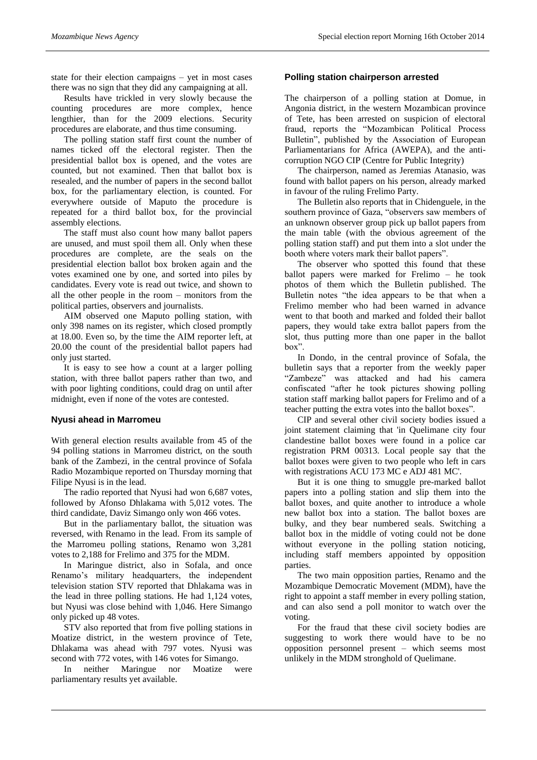state for their election campaigns – yet in most cases there was no sign that they did any campaigning at all.

Results have trickled in very slowly because the counting procedures are more complex, hence lengthier, than for the 2009 elections. Security procedures are elaborate, and thus time consuming.

The polling station staff first count the number of names ticked off the electoral register. Then the presidential ballot box is opened, and the votes are counted, but not examined. Then that ballot box is resealed, and the number of papers in the second ballot box, for the parliamentary election, is counted. For everywhere outside of Maputo the procedure is repeated for a third ballot box, for the provincial assembly elections.

The staff must also count how many ballot papers are unused, and must spoil them all. Only when these procedures are complete, are the seals on the presidential election ballot box broken again and the votes examined one by one, and sorted into piles by candidates. Every vote is read out twice, and shown to all the other people in the room – monitors from the political parties, observers and journalists.

AIM observed one Maputo polling station, with only 398 names on its register, which closed promptly at 18.00. Even so, by the time the AIM reporter left, at 20.00 the count of the presidential ballot papers had only just started.

It is easy to see how a count at a larger polling station, with three ballot papers rather than two, and with poor lighting conditions, could drag on until after midnight, even if none of the votes are contested.

### Nyusi ahead in Marromeu

With general election results available from 45 of the 94 polling stations in Marromeu district, on the south bank of the Zambezi, in the central province of Sofala Radio Mozambique reported on Thursday morning that Filipe Nyusi is in the lead.

The radio reported that Nyusi had won 6,687 votes, followed by Afonso Dhlakama with 5,012 votes. The third candidate, Daviz Simango only won 466 votes.

But in the parliamentary ballot, the situation was reversed, with Renamo in the lead. From its sample of the Marromeu polling stations, Renamo won 3,281 votes to 2,188 for Frelimo and 375 for the MDM.

In Maringue district, also in Sofala, and once Renamo's military headquarters, the independent television station STV reported that Dhlakama was in the lead in three polling stations. He had 1,124 votes, but Nyusi was close behind with 1,046. Here Simango only picked up 48 votes.

STV also reported that from five polling stations in Moatize district, in the western province of Tete, Dhlakama was ahead with 797 votes. Nyusi was second with 772 votes, with 146 votes for Simango.

In neither Maringue nor Moatize were parliamentary results yet available.

### Polling station chairperson arrested

The chairperson of a polling station at Domue, in Angonia district, in the western Mozambican province of Tete, has been arrested on suspicion of electoral fraud, reports the "Mozambican Political Process Bulletin", published by the Association of European Parliamentarians for Africa (AWEPA), and the anti-corruption NGO CIP (Centre for Public Integrity)

The chairperson, named as Jeremias Atanasio, was found with ballot papers on his person, already marked in favour of the ruling Frelimo Party.

The Bulletin also reports that in Chidenguele, in the southern province of Gaza, "observers saw members of an unknown observer group pick up ballot papers from the main table (with the obvious agreement of the polling station staff) and put them into a slot under the booth where voters mark their ballot papers".

The observer who spotted this found that these ballot papers were marked for Frelimo – he took photos of them which the Bulletin published. The Bulletin notes "the idea appears to be that when a Frelimo member who had been warned in advance went to that booth and marked and folded their ballot papers, they would take extra ballot papers from the slot, thus putting more than one paper in the ballot box".

In Dondo, in the central province of Sofala, the bulletin says that a reporter from the weekly paper "Zambeze" was attacked and had his camera confiscated "after he took pictures showing polling station staff marking ballot papers for Frelimo and of a teacher putting the extra votes into the ballot boxes".

CIP and several other civil society bodies issued a joint statement claiming that 'in Quelimane city four clandestine ballot boxes were found in a police car registration PRM 00313. Local people say that the ballot boxes were given to two people who left in cars with registrations ACU 173 MC e ADJ 481 MC'.

But it is one thing to smuggle pre-marked ballot papers into a polling station and slip them into the ballot boxes, and quite another to introduce a whole new ballot box into a station. The ballot boxes are bulky, and they bear numbered seals. Switching a ballot box in the middle of voting could not be done without everyone in the polling station noticing, including staff members appointed by opposition parties.

The two main opposition parties, Renamo and the Mozambique Democratic Movement (MDM), have the right to appoint a staff member in every polling station, and can also send a poll monitor to watch over the voting.

For the fraud that these civil society bodies are suggesting to work there would have to be no opposition personnel present – which seems most unlikely in the MDM stronghold of Quelimane.